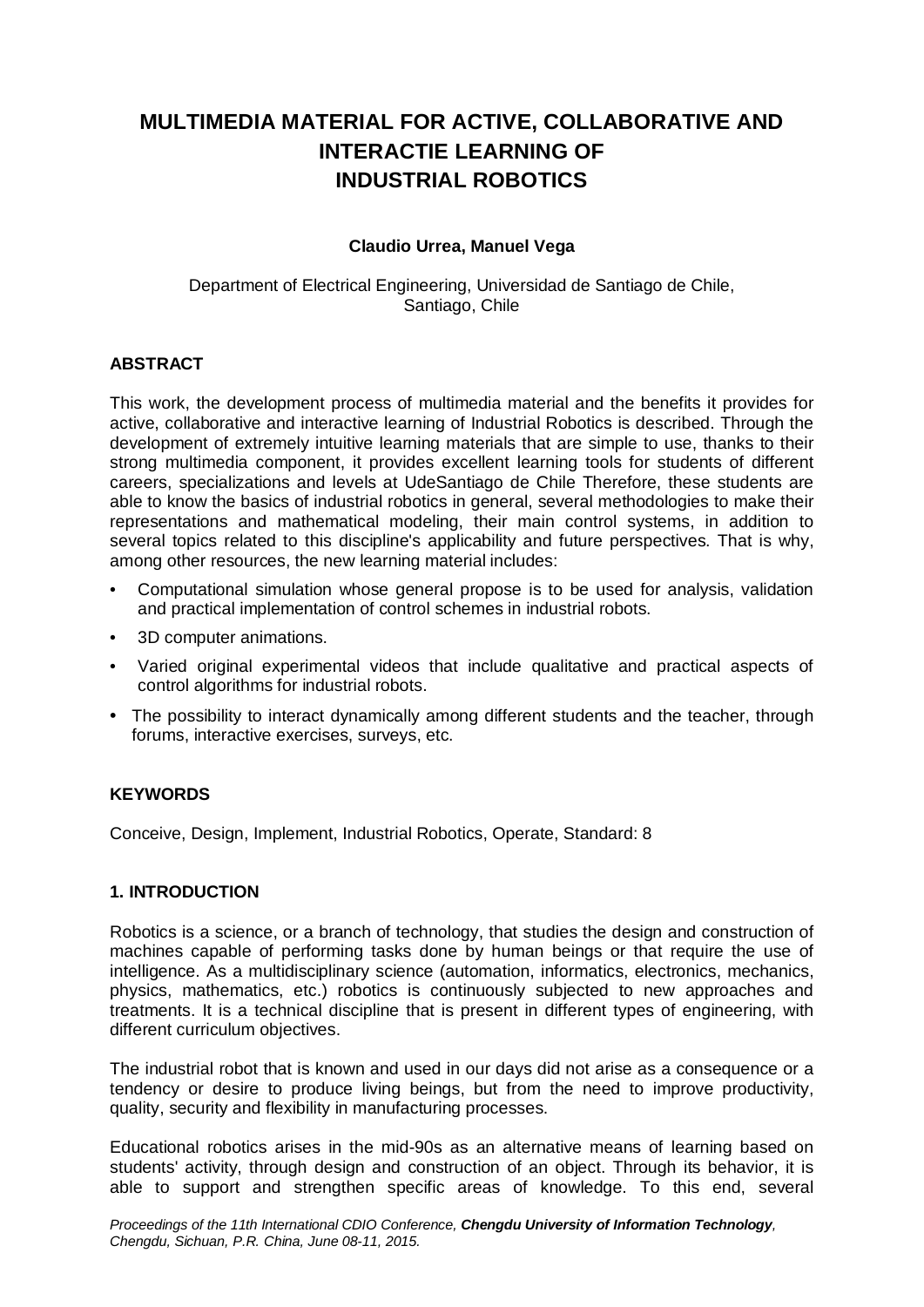# MULTIMEDIA MATERIAL FOR ACTIVE, COLLABORATIVE AND INTERACTIE LEARNING OF INDUSTRIAL ROBOTICS

**Claudio Urrea, Manuel Vega**

Department of Electrical Engineering, Universidad de Santiago de Chile, Santiago, Chile

## ABSTRACT

This work, the development process of multimedia material and the benefits it provides for active, collaborative and interactive learning of Industrial Robotics is described. Through the development of extremely intuitive learning materials that are simple to use, thanks to their strong multimedia component, it provides excellent learning tools for students of different careers, specializations and levels at UdeSantiago de Chile Therefore, these students are able to know the basics of industrial robotics in general, several methodologies to make their representations and mathematical modeling, their main control systems, in addition to several topics related to this discipline's applicability and future perspectives. That is why, among other resources, the new learning material includes:

- Computational simulation whose general propose is to be used for analysis, validation and practical implementation of control schemes in industrial robots.
- 3D computer animations.
- Varied original experimental videos that include qualitative and practical aspects of control algorithms for industrial robots.
- The possibility to interact dynamically among different students and the teacher, through forums, interactive exercises, surveys, etc.

## KEYWORDS

Conceive, Design, Implement, Industrial Robotics, Operate, Standard: 8

## 1. INTRODUCTION

Robotics is a science, or a branch of technology, that studies the design and construction of machines capable of performing tasks done by human beings or that require the use of intelligence. As a multidisciplinary science (automation, informatics, electronics, mechanics, physics, mathematics, etc.) robotics is continuously subjected to new approaches and treatments. It is a technical discipline that is present in different types of engineering, with different curriculum objectives.

The industrial robot that is known and used in our days did not arise as a consequence or a tendency or desire to produce living beings, but from the need to improve productivity, quality, security and flexibility in manufacturing processes.

Educational robotics arises in the mid-90s as an alternative means of learning based on students' activity, through design and construction of an object. Through its behavior, it is able to support and strengthen specific areas of knowledge. To this end, several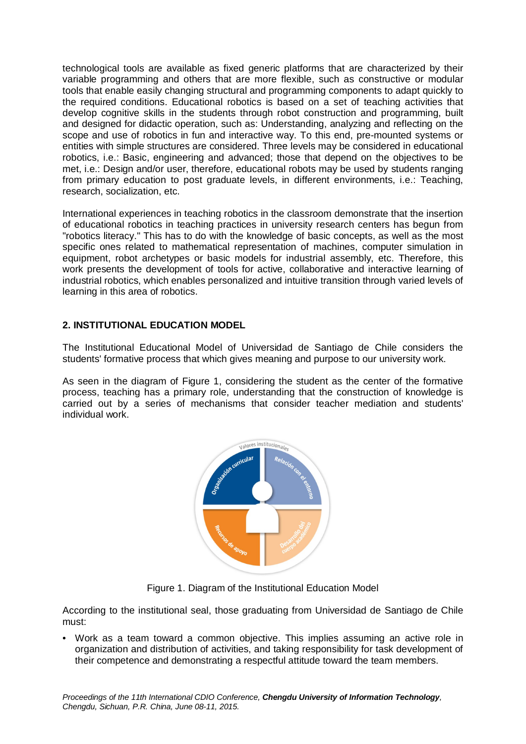technological tools are available as fixed generic platforms that are characterized by their variable programming and others that are more flexible, such as constructive or modular tools that enable easily changing structural and programming components to adapt quickly to the required conditions. Educational robotics is based on a set of teaching activities that develop cognitive skills in the students through robot construction and programming, built and designed for didactic operation, such as: Understanding, analyzing and reflecting on the scope and use of robotics in fun and interactive way. To this end, pre-mounted systems or entities with simple structures are considered. Three levels may be considered in educational robotics, i.e.: Basic, engineering and advanced; those that depend on the objectives to be met, i.e.: Design and/or user, therefore, educational robots may be used by students ranging from primary education to post graduate levels, in different environments, i.e.: Teaching, research, socialization, etc.

International experiences in teaching robotics in the classroom demonstrate that the insertion of educational robotics in teaching practices in university research centers has begun from "robotics literacy." This has to do with the knowledge of basic concepts, as well as the most specific ones related to mathematical representation of machines, computer simulation in equipment, robot archetypes or basic models for industrial assembly, etc. Therefore, this work presents the development of tools for active, collaborative and interactive learning of industrial robotics, which enables personalized and intuitive transition through varied levels of learning in this area of robotics.

## 2. INSTITUTIONAL EDUCATION MODEL

The Institutional Educational Model of Universidad de Santiago de Chile considers the students' formative process that which gives meaning and purpose to our university work.

As seen in the diagram of Figure 1, considering the student as the center of the formative process, teaching has a primary role, understanding that the construction of knowledge is carried out by a series of mechanisms that consider teacher mediation and students' individual work.

Figure 1. Diagram of the Institutional Education Model

According to the institutional seal, those graduating from Universidad de Santiago de Chile must:

- Work as a team toward a common objective. This implies assuming an active role in organization and distribution of activities, and taking responsibility for task development of their competence and demonstrating a respectful attitude toward the team members.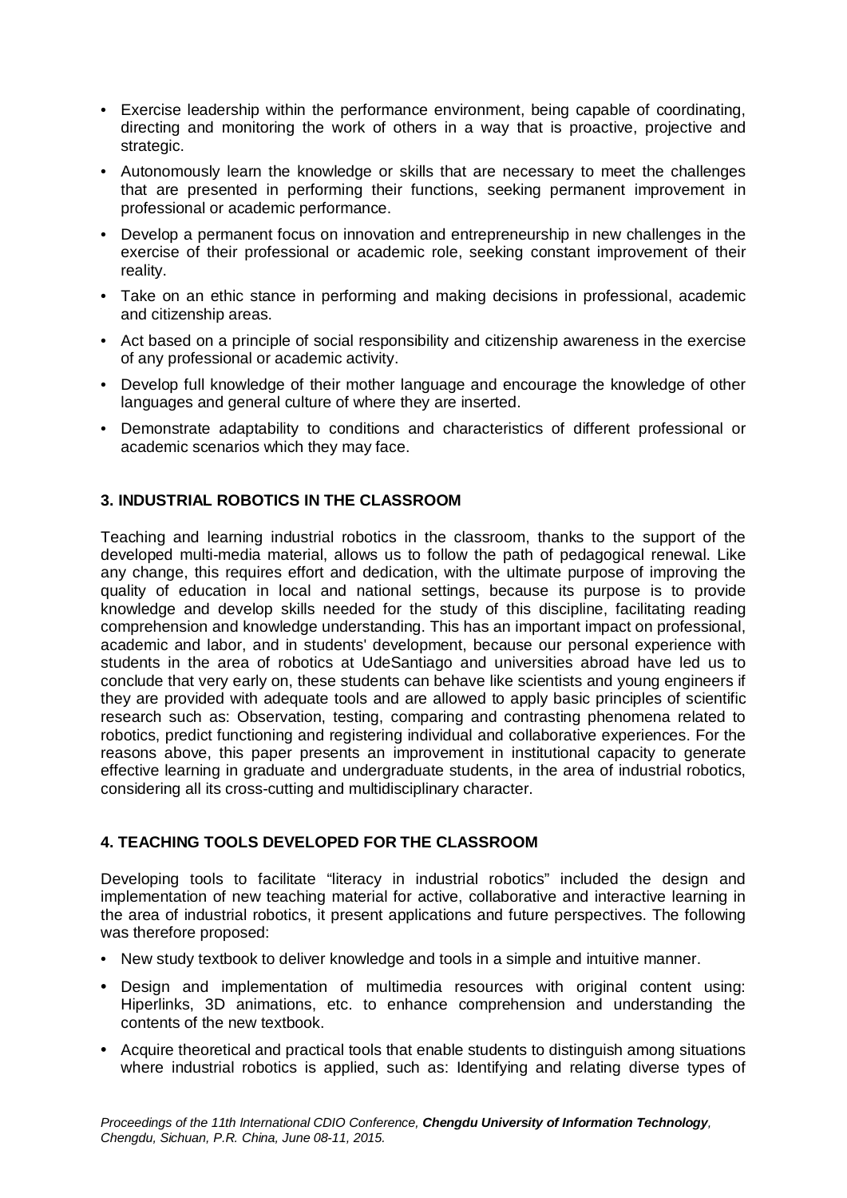- Exercise leadership within the performance environment, being capable of coordinating, directing and monitoring the work of others in a way that is proactive, projective and strategic.
- Autonomously learn the knowledge or skills that are necessary to meet the challenges that are presented in performing their functions, seeking permanent improvement in professional or academic performance.
- Develop a permanent focus on innovation and entrepreneurship in new challenges in the exercise of their professional or academic role, seeking constant improvement of their reality.
- Take on an ethic stance in performing and making decisions in professional, academic and citizenship areas.
- Act based on a principle of social responsibility and citizenship awareness in the exercise of any professional or academic activity.
- Develop full knowledge of their mother language and encourage the knowledge of other languages and general culture of where they are inserted.
- Demonstrate adaptability to conditions and characteristics of different professional or academic scenarios which they may face.

## 3. INDUSTRIAL ROBOTICS IN THE CLASSROOM

Teaching and learning industrial robotics in the classroom, thanks to the support of the developed multi-media material, allows us to follow the path of pedagogical renewal. Like any change, this requires effort and dedication, with the ultimate purpose of improving the quality of education in local and national settings, because its purpose is to provide knowledge and develop skills needed for the study of this discipline, facilitating reading comprehension and knowledge understanding. This has an important impact on professional, academic and labor, and in students' development, because our personal experience with students in the area of robotics at UdeSantiago and universities abroad have led us to conclude that very early on, these students can behave like scientists and young engineers if they are provided with adequate tools and are allowed to apply basic principles of scientific research such as: Observation, testing, comparing and contrasting phenomena related to robotics, predict functioning and registering individual and collaborative experiences. For the reasons above, this paper presents an improvement in institutional capacity to generate effective learning in graduate and undergraduate students, in the area of industrial robotics, considering all its cross-cutting and multidisciplinary character.

## 4. TEACHING TOOLS DEVELOPED FOR THE CLASSROOM

Developing tools to facilitate "literacy in industrial robotics" included the design and implementation of new teaching material for active, collaborative and interactive learning in the area of industrial robotics, it present applications and future perspectives. The following was therefore proposed:

- New study textbook to deliver knowledge and tools in a simple and intuitive manner.
- Design and implementation of multimedia resources with original content using: Hiperlinks, 3D animations, etc. to enhance comprehension and understanding the contents of the new textbook.
- Acquire theoretical and practical tools that enable students to distinguish among situations where industrial robotics is applied, such as: Identifying and relating diverse types of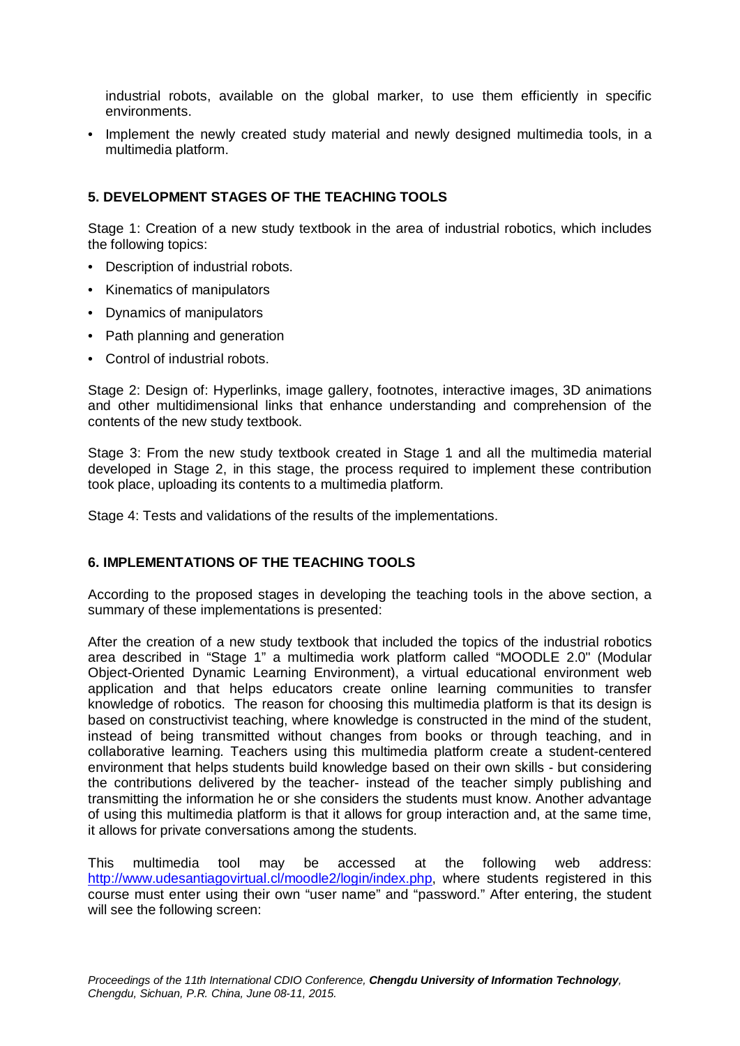industrial robots, available on the global marker, to use them efficiently in specific environments.

- Implement the newly created study material and newly designed multimedia tools, in a multimedia platform.

## 5. DEVELOPMENT STAGES OF THE TEACHING TOOLS

Stage 1: Creation of a new study textbook in the area of industrial robotics, which includes the following topics:

- Description of industrial robots.
- Kinematics of manipulators
- Dynamics of manipulators
- Path planning and generation
- Control of industrial robots.

Stage 2: Design of: Hyperlinks, image gallery, footnotes, interactive images, 3D animations and other multidimensional links that enhance understanding and comprehension of the contents of the new study textbook.

Stage 3: From the new study textbook created in Stage 1 and all the multimedia material developed in Stage 2, in this stage, the process required to implement these contribution took place, uploading its contents to a multimedia platform.

Stage 4: Tests and validations of the results of the implementations.

## 6. IMPLEMENTATIONS OF THE TEACHING TOOLS

According to the proposed stages in developing the teaching tools in the above section, a summary of these implementations is presented:

After the creation of a new study textbook that included the topics of the industrial robotics area described in "Stage 1" a multimedia work platform called "MOODLE 2.0" (Modular Object-Oriented Dynamic Learning Environment), a virtual educational environment web application and that helps educators create online learning communities to transfer knowledge of robotics. The reason for choosing this multimedia platform is that its design is based on constructivist teaching, where knowledge is constructed in the mind of the student, instead of being transmitted without changes from books or through teaching, and in collaborative learning. Teachers using this multimedia platform create a student-centered environment that helps students build knowledge based on their own skills - but considering the contributions delivered by the teacher- instead of the teacher simply publishing and transmitting the information he or she considers the students must know. Another advantage of using this multimedia platform is that it allows for group interaction and, at the same time, it allows for private conversations among the students.

This multimedia tool may be accessed at the following web address: http://www.udesantiagovirtual.cl/moodle2/login/index.php, where students registered in this course must enter using their own "user name" and "password." After entering, the student will see the following screen: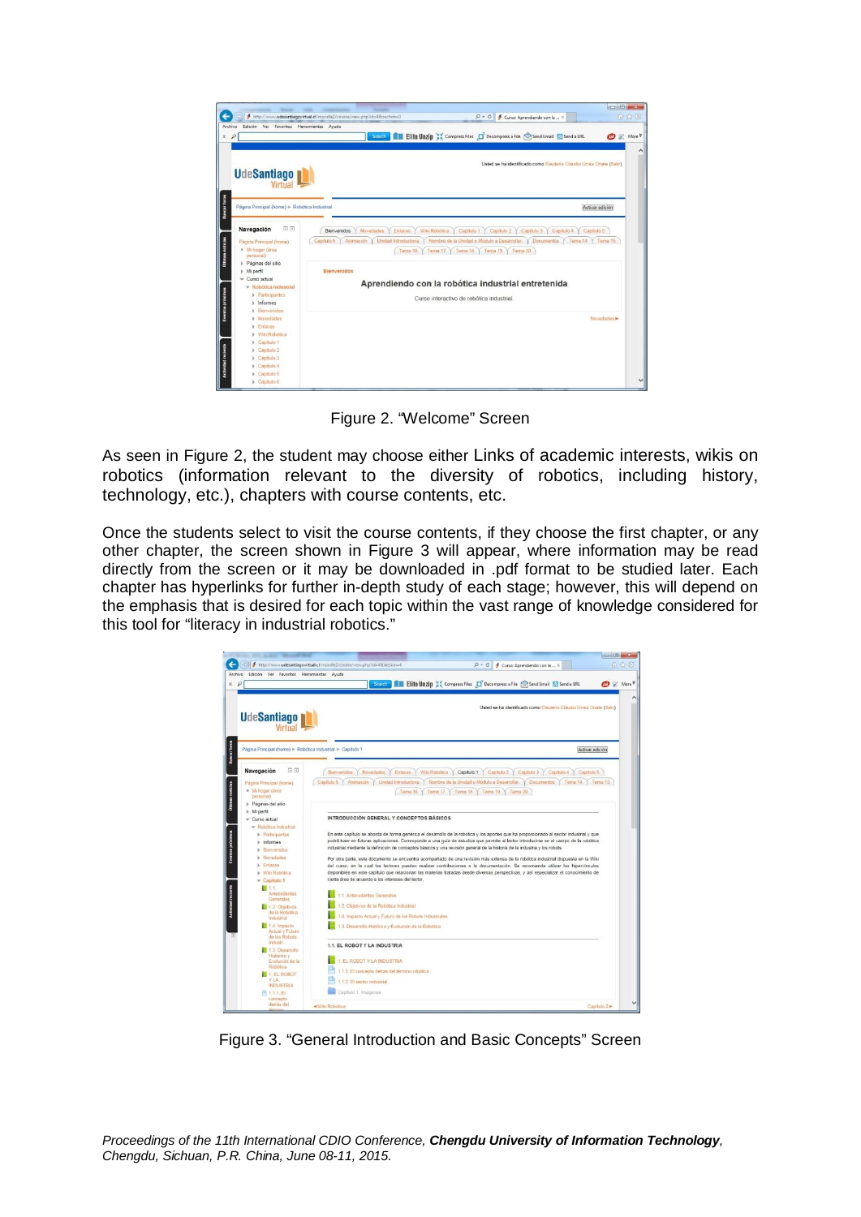Figure 2. "Welcome" Screen

As seen in Figure 2, the student may choose either Links of academic interests, wikis on robotics (information relevant to the diversity of robotics, including history, technology, etc.), chapters with course contents, etc.

Once the students select to visit the course contents, if they choose the first chapter, or any other chapter, the screen shown in Figure 3 will appear, where information may be read directly from the screen or it may be downloaded in .pdf format to be studied later. Each chapter has hyperlinks for further in-depth study of each stage; however, this will depend on the emphasis that is desired for each topic within the vast range of knowledge considered for this tool for "literacy in industrial robotics."

Figure 3. "General Introduction and Basic Concepts" Screen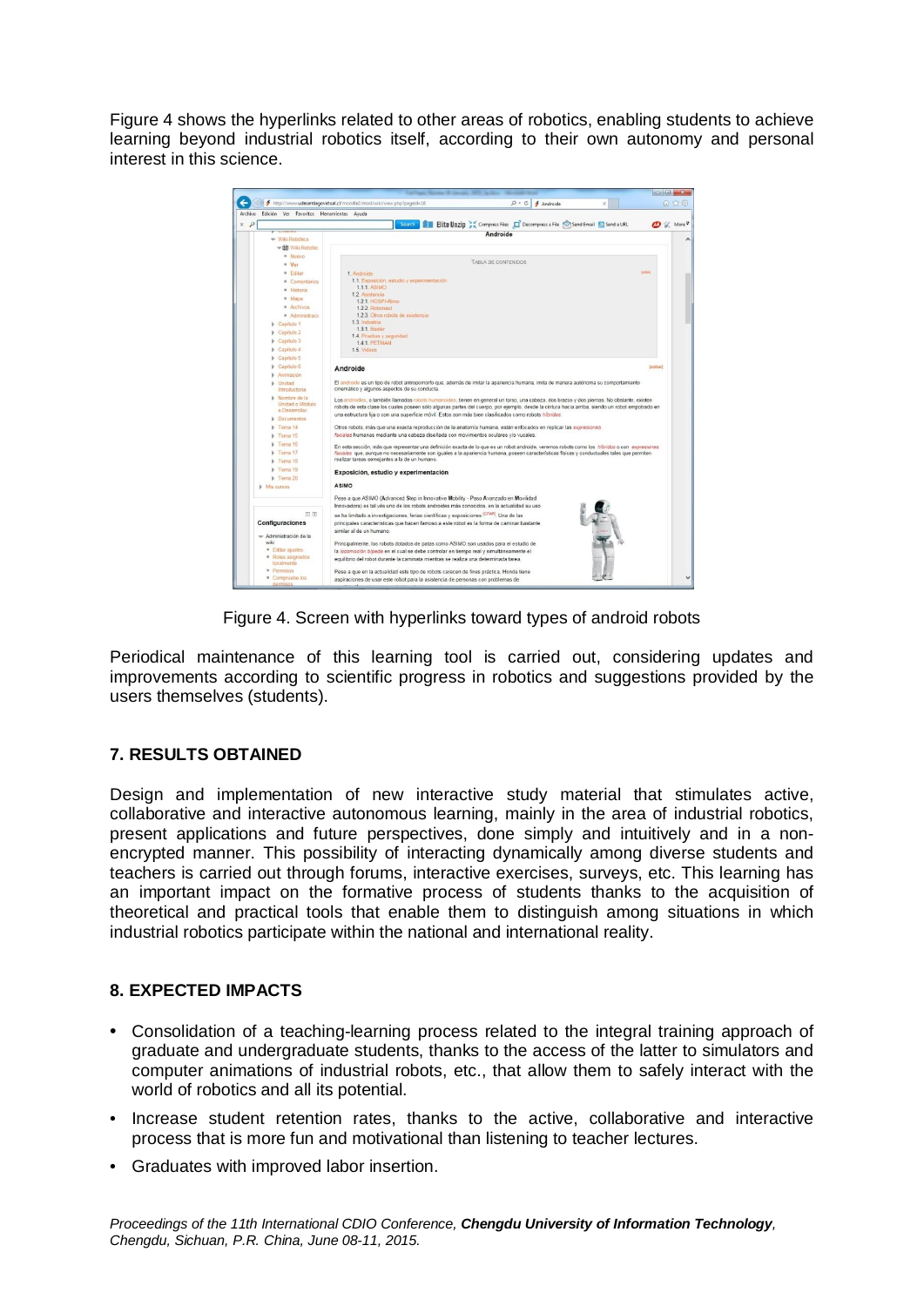Figure 4 shows the hyperlinks related to other areas of robotics, enabling students to achieve learning beyond industrial robotics itself, according to their own autonomy and personal interest in this science.

Figure 4. Screen with hyperlinks toward types of android robots

Periodical maintenance of this learning tool is carried out, considering updates and improvements according to scientific progress in robotics and suggestions provided by the users themselves (students).

## 7. RESULTS OBTAINED

Design and implementation of new interactive study material that stimulates active, collaborative and interactive autonomous learning, mainly in the area of industrial robotics, present applications and future perspectives, done simply and intuitively and in a non-encrypted manner. This possibility of interacting dynamically among diverse students and teachers is carried out through forums, interactive exercises, surveys, etc. This learning has an important impact on the formative process of students thanks to the acquisition of theoretical and practical tools that enable them to distinguish among situations in which industrial robotics participate within the national and international reality.

## 8. EXPECTED IMPACTS

- Consolidation of a teaching-learning process related to the integral training approach of graduate and undergraduate students, thanks to the access of the latter to simulators and computer animations of industrial robots, etc., that allow them to safely interact with the world of robotics and all its potential.
- Increase student retention rates, thanks to the active, collaborative and interactive process that is more fun and motivational than listening to teacher lectures.
- Graduates with improved labor insertion.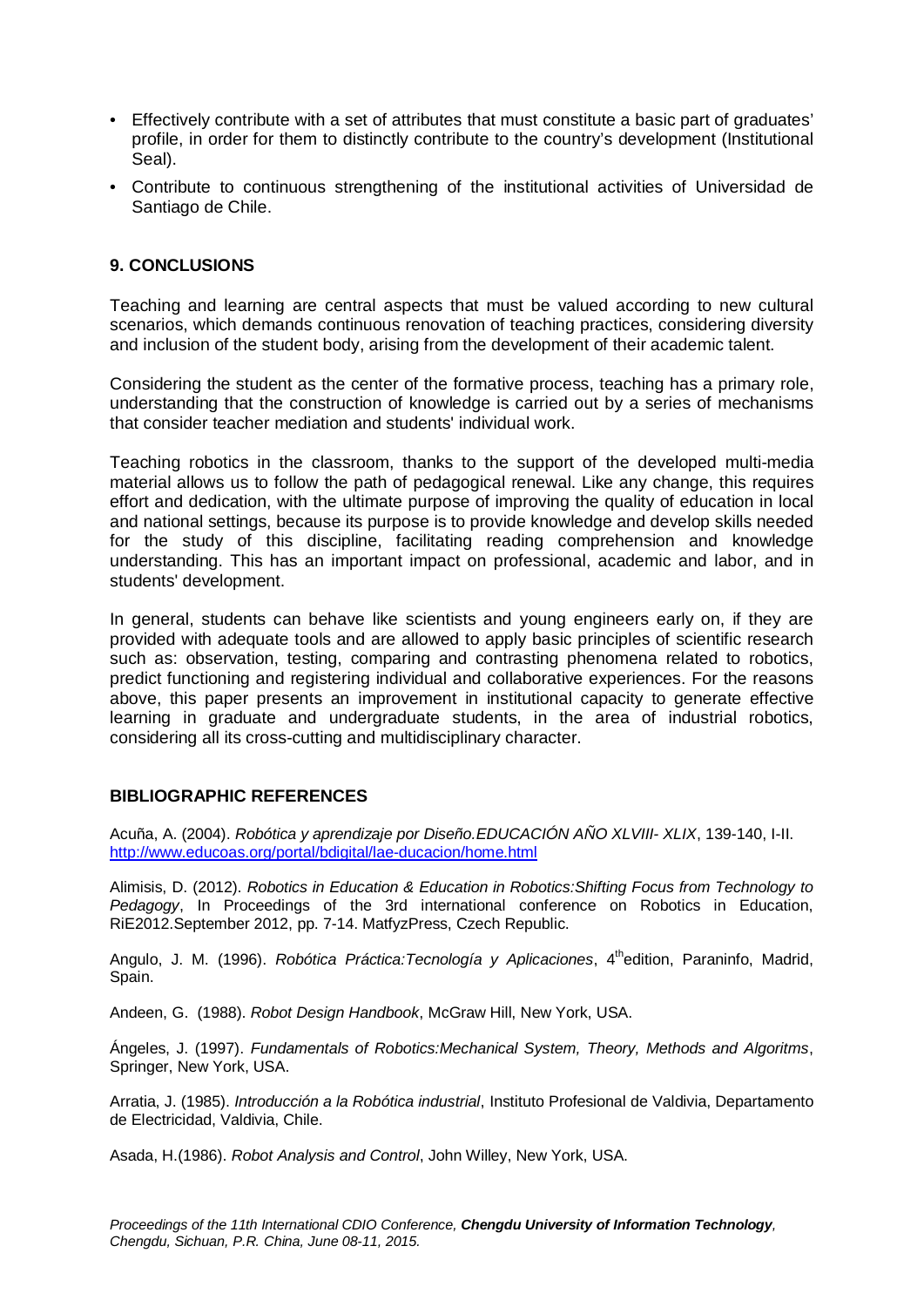- Effectively contribute with a set of attributes that must constitute a basic part of graduates' profile, in order for them to distinctly contribute to the country's development (Institutional Seal).
- Contribute to continuous strengthening of the institutional activities of Universidad de Santiago de Chile.

## 9. CONCLUSIONS

Teaching and learning are central aspects that must be valued according to new cultural scenarios, which demands continuous renovation of teaching practices, considering diversity and inclusion of the student body, arising from the development of their academic talent.

Considering the student as the center of the formative process, teaching has a primary role, understanding that the construction of knowledge is carried out by a series of mechanisms that consider teacher mediation and students' individual work.

Teaching robotics in the classroom, thanks to the support of the developed multi-media material allows us to follow the path of pedagogical renewal. Like any change, this requires effort and dedication, with the ultimate purpose of improving the quality of education in local and national settings, because its purpose is to provide knowledge and develop skills needed for the study of this discipline, facilitating reading comprehension and knowledge understanding. This has an important impact on professional, academic and labor, and in students' development.

In general, students can behave like scientists and young engineers early on, if they are provided with adequate tools and are allowed to apply basic principles of scientific research such as: observation, testing, comparing and contrasting phenomena related to robotics, predict functioning and registering individual and collaborative experiences. For the reasons above, this paper presents an improvement in institutional capacity to generate effective learning in graduate and undergraduate students, in the area of industrial robotics, considering all its cross-cutting and multidisciplinary character.

## BIBLIOGRAPHIC REFERENCES

Acuña, A. (2004). *Robótica y aprendizaje por Diseño.EDUCACIÓN AÑO XLVIII- XLIX*, 139-140, I-II. http://www.educoas.org/portal/bdigital/lae-ducacion/home.html

Alimisis, D. (2012). *Robotics in Education & Education in Robotics:Shifting Focus from Technology to Pedagogy*, In Proceedings of the 3rd international conference on Robotics in Education, RiE2012.September 2012, pp. 7-14. MatfyzPress, Czech Republic.

Angulo, J. M. (1996). *Robótica Práctica:Tecnología y Aplicaciones*, 4th edition, Paraninfo, Madrid, Spain.

Andeen, G. (1988). *Robot Design Handbook*, McGraw Hill, New York, USA.

Ángeles, J. (1997). *Fundamentals of Robotics:Mechanical System, Theory, Methods and Algoritms*, Springer, New York, USA.

Arratia, J. (1985). *Introducción a la Robótica industrial*, Instituto Profesional de Valdivia, Departamento de Electricidad, Valdivia, Chile.

Asada, H.(1986). *Robot Analysis and Control*, John Willey, New York, USA.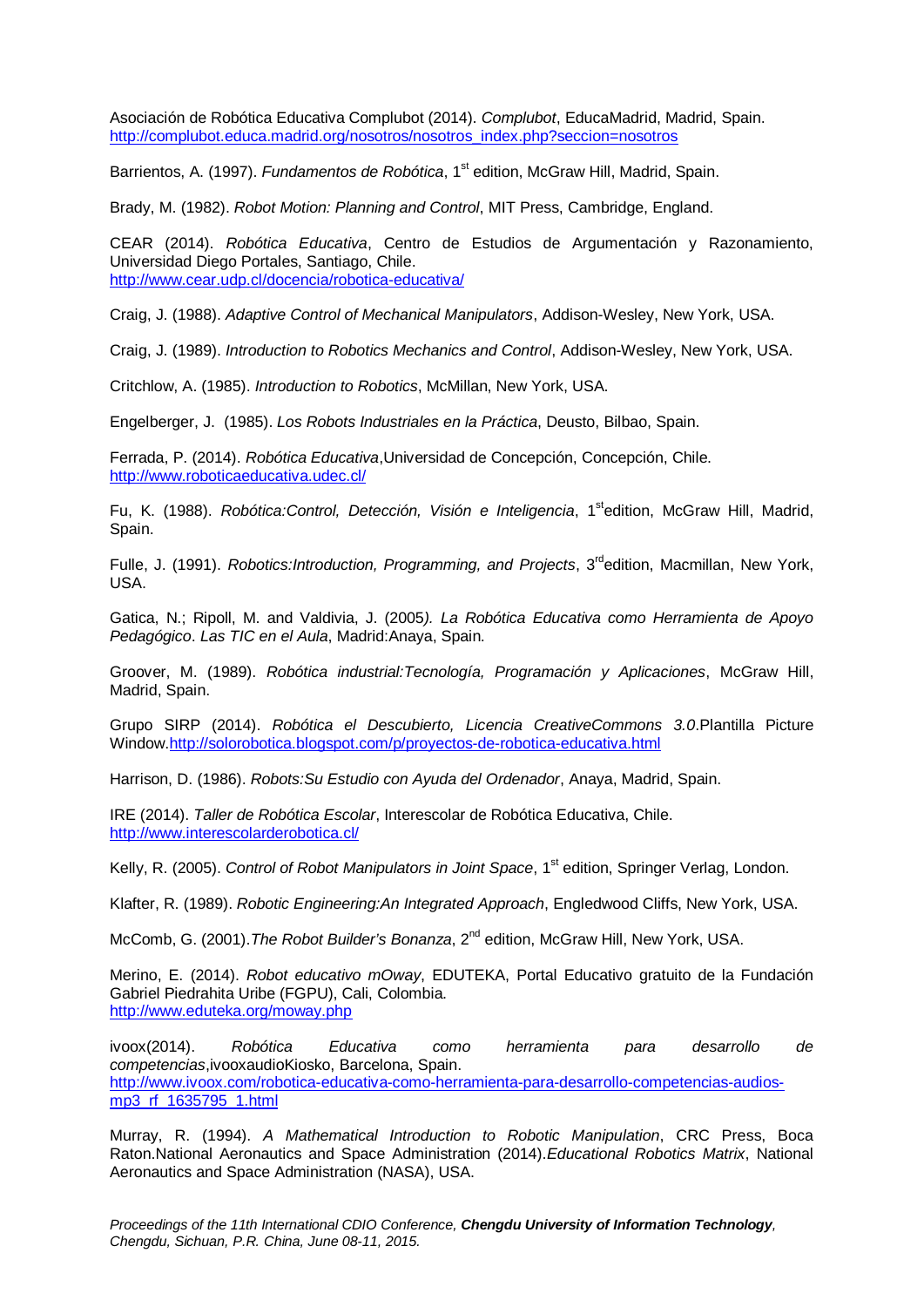Asociación de Robótica Educativa Complubot (2014). *Complubot*, EducaMadrid, Madrid, Spain. http://complubot.educa.madrid.org/nosotros/nosotros_index.php?seccion=nosotros

Barrientos, A. (1997). *Fundamentos de Robótica*, 1st edition, McGraw Hill, Madrid, Spain.

Brady, M. (1982). *Robot Motion: Planning and Control*, MIT Press, Cambridge, England.

CEAR (2014). *Robótica Educativa*, Centro de Estudios de Argumentación y Razonamiento, Universidad Diego Portales, Santiago, Chile. http://www.cear.udp.cl/docencia/robotica-educativa/

Craig, J. (1988). *Adaptive Control of Mechanical Manipulators*, Addison-Wesley, New York, USA.

Craig, J. (1989). *Introduction to Robotics Mechanics and Control*, Addison-Wesley, New York, USA.

Critchlow, A. (1985). *Introduction to Robotics*, McMillan, New York, USA.

Engelberger, J. (1985). *Los Robots Industriales en la Práctica*, Deusto, Bilbao, Spain.

Ferrada, P. (2014). *Robótica Educativa*,Universidad de Concepción, Concepción, Chile. http://www.roboticaeducativa.udec.cl/

Fu, K. (1988). *Robótica:Control, Detección, Visión e Inteligencia*, 1stedition, McGraw Hill, Madrid, Spain.

Fulle, J. (1991). *Robotics:Introduction, Programming, and Projects*, 3rdedition, Macmillan, New York, USA.

Gatica, N.; Ripoll, M. and Valdivia, J. (2005*). La Robótica Educativa como Herramienta de Apoyo Pedagógico*. *Las TIC en el Aula*, Madrid:Anaya, Spain.

Groover, M. (1989). *Robótica industrial:Tecnología, Programación y Aplicaciones*, McGraw Hill, Madrid, Spain.

Grupo SIRP (2014). *Robótica el Descubierto, Licencia CreativeCommons 3.0*.Plantilla Picture Window.http://solorobotica.blogspot.com/p/proyectos-de-robotica-educativa.html

Harrison, D. (1986). *Robots:Su Estudio con Ayuda del Ordenador*, Anaya, Madrid, Spain.

IRE (2014). *Taller de Robótica Escolar*, Interescolar de Robótica Educativa, Chile. http://www.interescolarderobotica.cl/

Kelly, R. (2005). *Control of Robot Manipulators in Joint Space*, 1st edition, Springer Verlag, London.

Klafter, R. (1989). *Robotic Engineering:An Integrated Approach*, Engledwood Cliffs, New York, USA.

McComb, G. (2001).*The Robot Builder's Bonanza*, 2nd edition, McGraw Hill, New York, USA.

Merino, E. (2014). *Robot educativo mOway*, EDUTEKA, Portal Educativo gratuito de la Fundación Gabriel Piedrahita Uribe (FGPU), Cali, Colombia. http://www.eduteka.org/moway.php

ivoox(2014). *Robótica Educativa como herramienta para desarrollo de competencias*,ivooxaudioKiosko, Barcelona, Spain. http://www.ivoox.com/robotica-educativa-como-herramienta-para-desarrollo-competencias-audios-mp3_rf_1635795_1.html

Murray, R. (1994). *A Mathematical Introduction to Robotic Manipulation*, CRC Press, Boca Raton.National Aeronautics and Space Administration (2014).*Educational Robotics Matrix*, National Aeronautics and Space Administration (NASA), USA.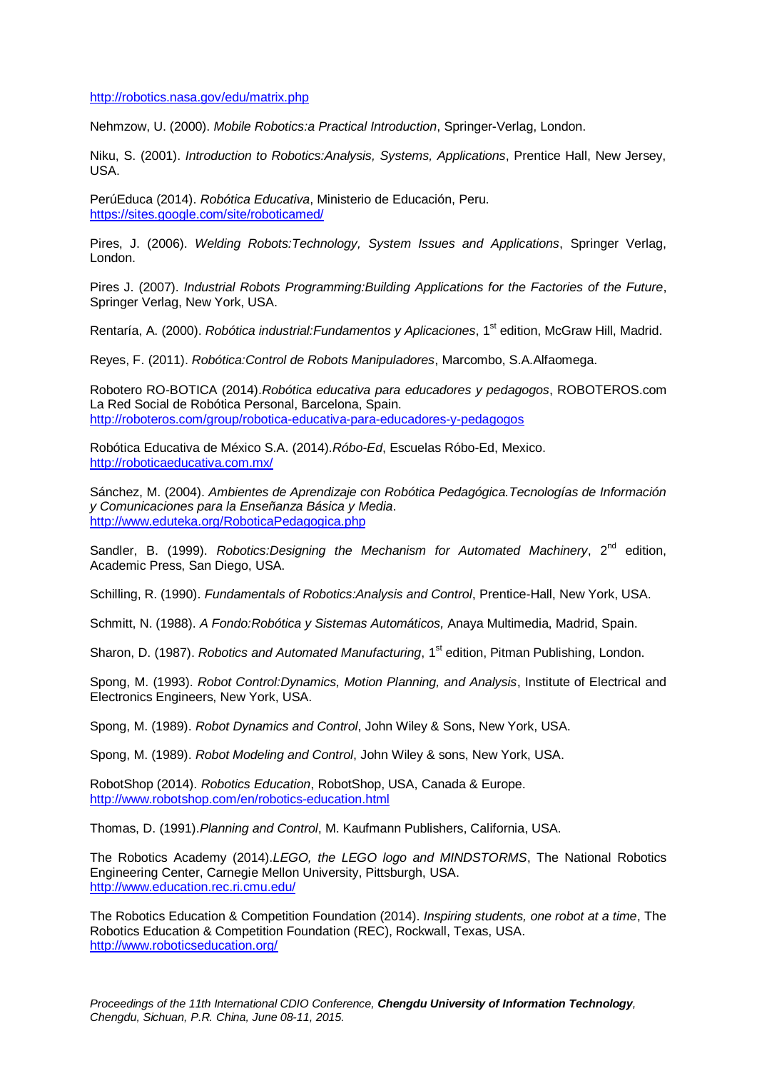http://robotics.nasa.gov/edu/matrix.php

Nehmzow, U. (2000). *Mobile Robotics:a Practical Introduction*, Springer-Verlag, London.

Niku, S. (2001). *Introduction to Robotics:Analysis, Systems, Applications*, Prentice Hall, New Jersey, USA.

PerúEduca (2014). *Robótica Educativa*, Ministerio de Educación, Peru.
https://sites.google.com/site/roboticamed/

Pires, J. (2006). *Welding Robots:Technology, System Issues and Applications*, Springer Verlag, London.

Pires J. (2007). *Industrial Robots Programming:Building Applications for the Factories of the Future*, Springer Verlag, New York, USA.

Rentaría, A. (2000). *Robótica industrial:Fundamentos y Aplicaciones*, 1st edition, McGraw Hill, Madrid.

Reyes, F. (2011). *Robótica:Control de Robots Manipuladores*, Marcombo, S.A.Alfaomega.

Robotero RO-BOTICA (2014).*Robótica educativa para educadores y pedagogos*, ROBOTEROS.com La Red Social de Robótica Personal, Barcelona, Spain.
http://roboteros.com/group/robotica-educativa-para-educadores-y-pedagogos

Robótica Educativa de México S.A. (2014).*Róbo-Ed*, Escuelas Róbo-Ed, Mexico.
http://roboticaeducativa.com.mx/

Sánchez, M. (2004). *Ambientes de Aprendizaje con Robótica Pedagógica.Tecnologías de Información y Comunicaciones para la Enseñanza Básica y Media*.
http://www.eduteka.org/RoboticaPedagogica.php

Sandler, B. (1999). *Robotics:Designing the Mechanism for Automated Machinery*, 2nd edition, Academic Press, San Diego, USA.

Schilling, R. (1990). *Fundamentals of Robotics:Analysis and Control*, Prentice-Hall, New York, USA.

Schmitt, N. (1988). *A Fondo:Robótica y Sistemas Automáticos,* Anaya Multimedia, Madrid, Spain.

Sharon, D. (1987). *Robotics and Automated Manufacturing*, 1st edition, Pitman Publishing, London.

Spong, M. (1993). *Robot Control:Dynamics, Motion Planning, and Analysis*, Institute of Electrical and Electronics Engineers, New York, USA.

Spong, M. (1989). *Robot Dynamics and Control*, John Wiley & Sons, New York, USA.

Spong, M. (1989). *Robot Modeling and Control*, John Wiley & sons, New York, USA.

RobotShop (2014). *Robotics Education*, RobotShop, USA, Canada & Europe.
http://www.robotshop.com/en/robotics-education.html

Thomas, D. (1991).*Planning and Control*, M. Kaufmann Publishers, California, USA.

The Robotics Academy (2014).*LEGO, the LEGO logo and MINDSTORMS*, The National Robotics Engineering Center, Carnegie Mellon University, Pittsburgh, USA.
http://www.education.rec.ri.cmu.edu/

The Robotics Education & Competition Foundation (2014). *Inspiring students, one robot at a time*, The Robotics Education & Competition Foundation (REC), Rockwall, Texas, USA.
http://www.roboticseducation.org/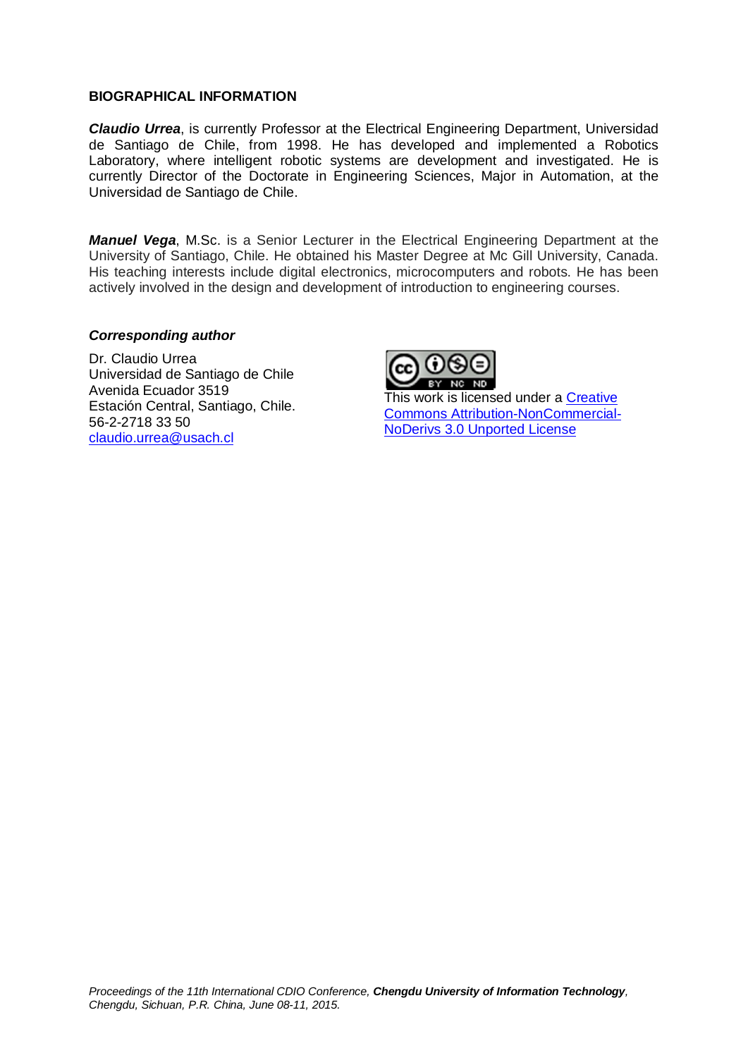## BIOGRAPHICAL INFORMATION

***Claudio Urrea***, is currently Professor at the Electrical Engineering Department, Universidad de Santiago de Chile, from 1998. He has developed and implemented a Robotics Laboratory, where intelligent robotic systems are development and investigated. He is currently Director of the Doctorate in Engineering Sciences, Major in Automation, at the Universidad de Santiago de Chile.

***Manuel Vega***, M.Sc. is a Senior Lecturer in the Electrical Engineering Department at the University of Santiago, Chile. He obtained his Master Degree at Mc Gill University, Canada. His teaching interests include digital electronics, microcomputers and robots. He has been actively involved in the design and development of introduction to engineering courses.

### *Corresponding author*

Dr. Claudio Urrea
Universidad de Santiago de Chile
Avenida Ecuador 3519
Estación Central, Santiago, Chile.
56-2-2718 33 50
claudio.urrea@usach.cl

This work is licensed under a Creative Commons Attribution-NonCommercial-NoDerivs 3.0 Unported License